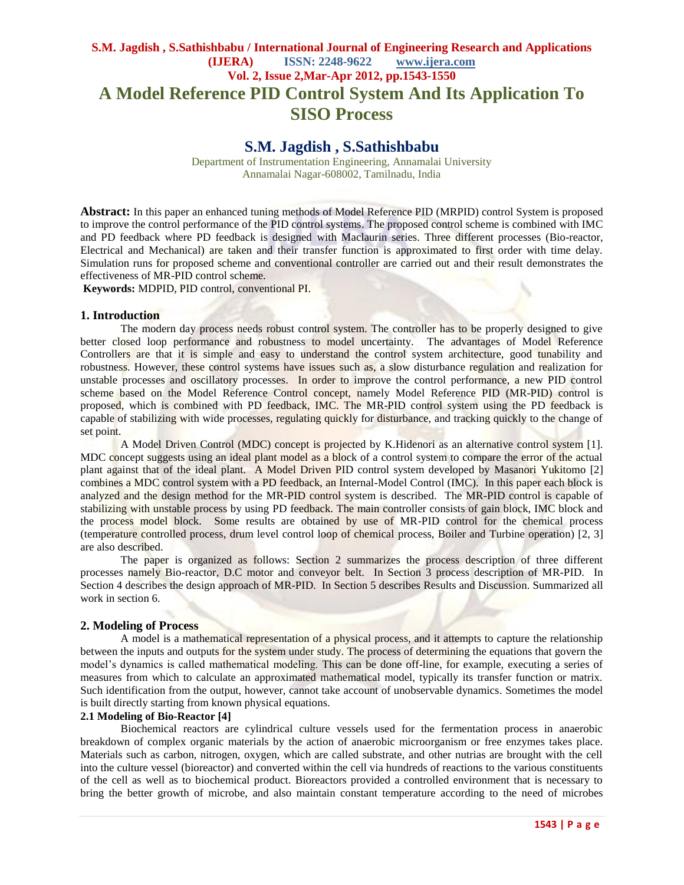# A Model Reference PID Control System And Its Application To SISO Process

## S.M. Jagdish , S.Sathishbabu

Department of Instrumentation Engineering, Annamalai University
Annamalai Nagar-608002, Tamilnadu, India

**Abstract:** In this paper an enhanced tuning methods of Model Reference PID (MRPID) control System is proposed to improve the control performance of the PID control systems. The proposed control scheme is combined with IMC and PD feedback where PD feedback is designed with Maclaurin series. Three different processes (Bio-reactor, Electrical and Mechanical) are taken and their transfer function is approximated to first order with time delay. Simulation runs for proposed scheme and conventional controller are carried out and their result demonstrates the effectiveness of MR-PID control scheme.

**Keywords:** MDPID, PID control, conventional PI.

### 1. Introduction

The modern day process needs robust control system. The controller has to be properly designed to give better closed loop performance and robustness to model uncertainty. The advantages of Model Reference Controllers are that it is simple and easy to understand the control system architecture, good tunability and robustness. However, these control systems have issues such as, a slow disturbance regulation and realization for unstable processes and oscillatory processes. In order to improve the control performance, a new PID control scheme based on the Model Reference Control concept, namely Model Reference PID (MR-PID) control is proposed, which is combined with PD feedback, IMC. The MR-PID control system using the PD feedback is capable of stabilizing with wide processes, regulating quickly for disturbance, and tracking quickly to the change of set point.

A Model Driven Control (MDC) concept is projected by K.Hidenori as an alternative control system [1]. MDC concept suggests using an ideal plant model as a block of a control system to compare the error of the actual plant against that of the ideal plant. A Model Driven PID control system developed by Masanori Yukitomo [2] combines a MDC control system with a PD feedback, an Internal-Model Control (IMC). In this paper each block is analyzed and the design method for the MR-PID control system is described. The MR-PID control is capable of stabilizing with unstable process by using PD feedback. The main controller consists of gain block, IMC block and the process model block. Some results are obtained by use of MR-PID control for the chemical process (temperature controlled process, drum level control loop of chemical process, Boiler and Turbine operation) [2, 3] are also described.

The paper is organized as follows: Section 2 summarizes the process description of three different processes namely Bio-reactor, D.C motor and conveyor belt. In Section 3 process description of MR-PID. In Section 4 describes the design approach of MR-PID. In Section 5 describes Results and Discussion. Summarized all work in section 6.

### 2. Modeling of Process

A model is a mathematical representation of a physical process, and it attempts to capture the relationship between the inputs and outputs for the system under study. The process of determining the equations that govern the model's dynamics is called mathematical modeling. This can be done off-line, for example, executing a series of measures from which to calculate an approximated mathematical model, typically its transfer function or matrix. Such identification from the output, however, cannot take account of unobservable dynamics. Sometimes the model is built directly starting from known physical equations.

#### 2.1 Modeling of Bio-Reactor [4]

Biochemical reactors are cylindrical culture vessels used for the fermentation process in anaerobic breakdown of complex organic materials by the action of anaerobic microorganism or free enzymes takes place. Materials such as carbon, nitrogen, oxygen, which are called substrate, and other nutrias are brought with the cell into the culture vessel (bioreactor) and converted within the cell via hundreds of reactions to the various constituents of the cell as well as to biochemical product. Bioreactors provided a controlled environment that is necessary to bring the better growth of microbe, and also maintain constant temperature according to the need of microbes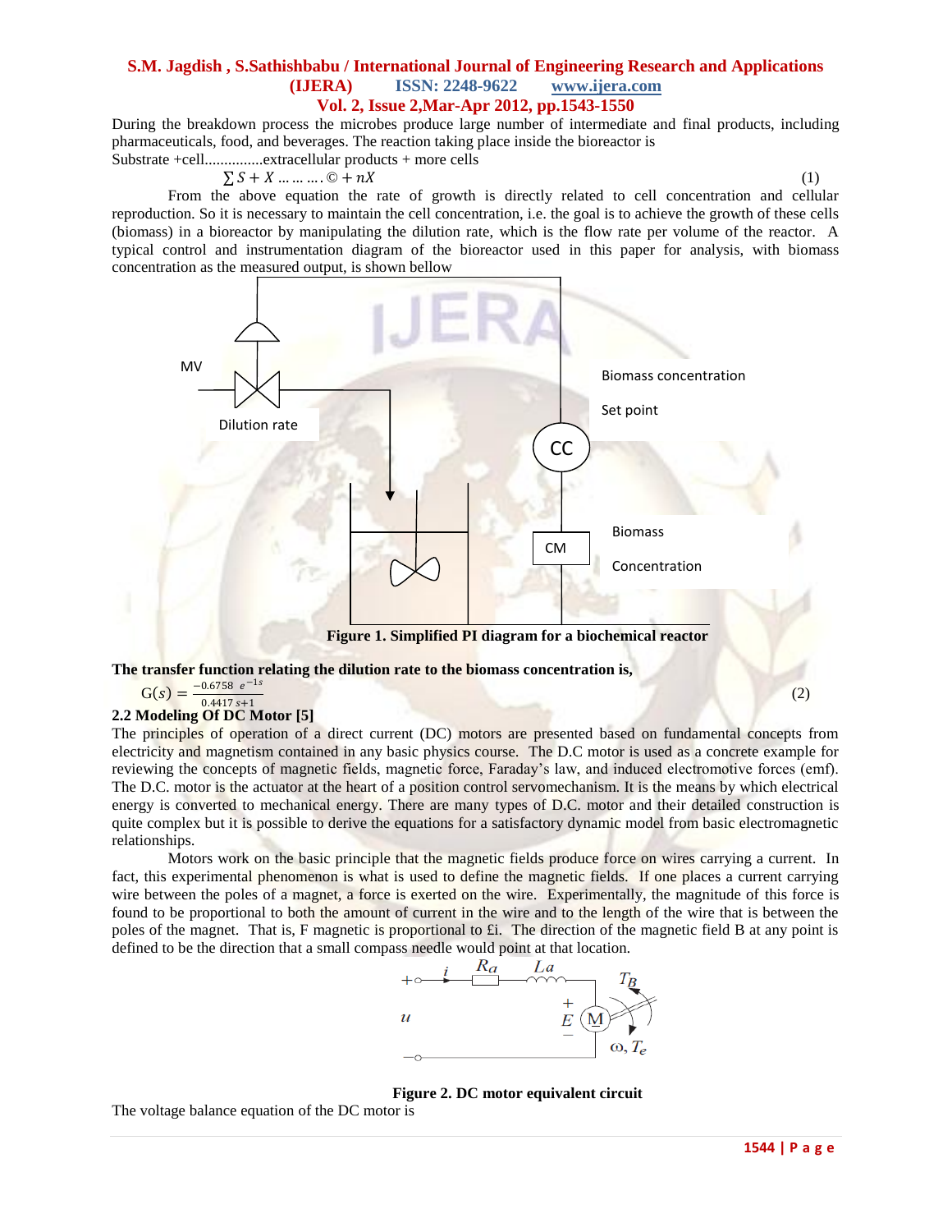During the breakdown process the microbes produce large number of intermediate and final products, including pharmaceuticals, food, and beverages. The reaction taking place inside the bioreactor is

Substrate +cell...............extracellular products + more cells

$$\sum S + X \ldots\ldots\ldots\ldots © + nX \qquad (1)$$

From the above equation the rate of growth is directly related to cell concentration and cellular reproduction. So it is necessary to maintain the cell concentration, i.e. the goal is to achieve the growth of these cells (biomass) in a bioreactor by manipulating the dilution rate, which is the flow rate per volume of the reactor. A typical control and instrumentation diagram of the bioreactor used in this paper for analysis, with biomass concentration as the measured output, is shown bellow

**Figure 1. Simplified PI diagram for a biochemical reactor**

**The transfer function relating the dilution rate to the biomass concentration is,**

$$G(s) = \frac{-0.6758 \ e^{-1s}}{0.4417\, s+1} \qquad (2)$$

## 2.2 Modeling Of DC Motor [5]

The principles of operation of a direct current (DC) motors are presented based on fundamental concepts from electricity and magnetism contained in any basic physics course. The D.C motor is used as a concrete example for reviewing the concepts of magnetic fields, magnetic force, Faraday's law, and induced electromotive forces (emf). The D.C. motor is the actuator at the heart of a position control servomechanism. It is the means by which electrical energy is converted to mechanical energy. There are many types of D.C. motor and their detailed construction is quite complex but it is possible to derive the equations for a satisfactory dynamic model from basic electromagnetic relationships.

Motors work on the basic principle that the magnetic fields produce force on wires carrying a current. In fact, this experimental phenomenon is what is used to define the magnetic fields. If one places a current carrying wire between the poles of a magnet, a force is exerted on the wire. Experimentally, the magnitude of this force is found to be proportional to both the amount of current in the wire and to the length of the wire that is between the poles of the magnet. That is, F magnetic is proportional to £i. The direction of the magnetic field B at any point is defined to be the direction that a small compass needle would point at that location.

**Figure 2. DC motor equivalent circuit**

The voltage balance equation of the DC motor is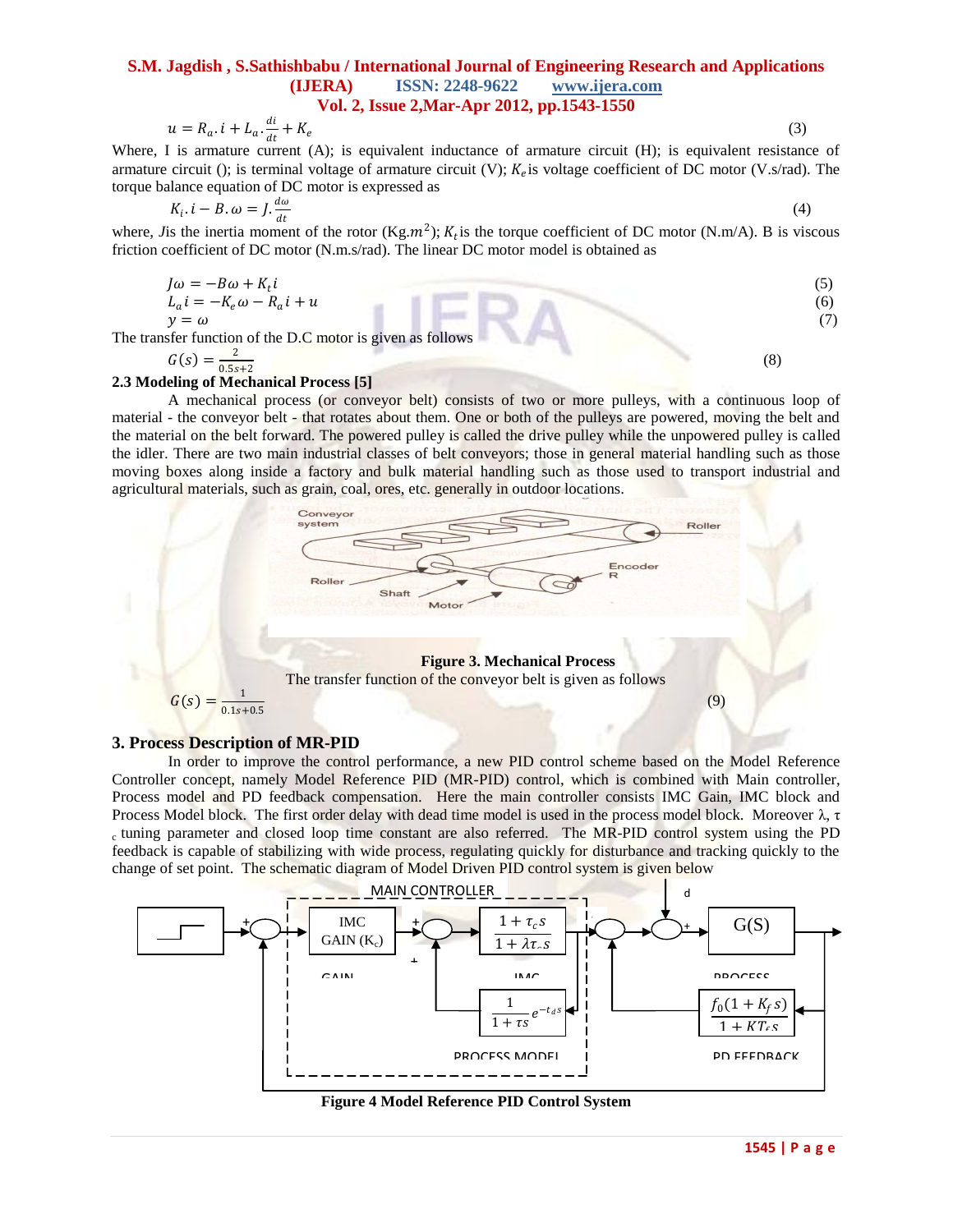$$u = R_a . i + L_a . \frac{di}{dt} + K_e \qquad (3)$$

Where, I is armature current (A); is equivalent inductance of armature circuit (H); is equivalent resistance of armature circuit (); is terminal voltage of armature circuit (V); $K_e$ is voltage coefficient of DC motor (V.s/rad). The torque balance equation of DC motor is expressed as

$$K_i . i - B . \omega = J . \frac{d\omega}{dt} \qquad (4)$$

where, $J$ is the inertia moment of the rotor (Kg.$m^2$); $K_t$ is the torque coefficient of DC motor (N.m/A). B is viscous friction coefficient of DC motor (N.m.s/rad). The linear DC motor model is obtained as

$$J\omega = -B\omega + K_t i \qquad (5)$$

$$L_a i = -K_e \omega - R_a i + u \qquad (6)$$

$$y = \omega \qquad (7)$$

The transfer function of the D.C motor is given as follows

$$G(s) = \frac{2}{0.5s+2} \qquad (8)$$

### 2.3 Modeling of Mechanical Process [5]

A mechanical process (or conveyor belt) consists of two or more pulleys, with a continuous loop of material - the conveyor belt - that rotates about them. One or both of the pulleys are powered, moving the belt and the material on the belt forward. The powered pulley is called the drive pulley while the unpowered pulley is called the idler. There are two main industrial classes of belt conveyors; those in general material handling such as those moving boxes along inside a factory and bulk material handling such as those used to transport industrial and agricultural materials, such as grain, coal, ores, etc. generally in outdoor locations.

**Figure 3. Mechanical Process**

The transfer function of the conveyor belt is given as follows

$$G(s) = \frac{1}{0.1s+0.5} \qquad (9)$$

## 3. Process Description of MR-PID

In order to improve the control performance, a new PID control scheme based on the Model Reference Controller concept, namely Model Reference PID (MR-PID) control, which is combined with Main controller, Process model and PD feedback compensation. Here the main controller consists IMC Gain, IMC block and Process Model block. The first order delay with dead time model is used in the process model block. Moreover λ, $\tau_c$ tuning parameter and closed loop time constant are also referred. The MR-PID control system using the PD feedback is capable of stabilizing with wide process, regulating quickly for disturbance and tracking quickly to the change of set point. The schematic diagram of Model Driven PID control system is given below

**Figure 4 Model Reference PID Control System**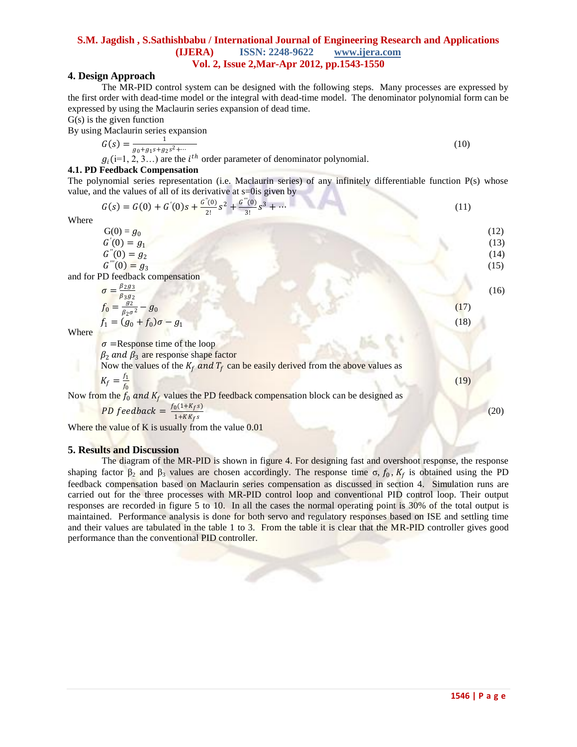## 4. Design Approach

The MR-PID control system can be designed with the following steps. Many processes are expressed by the first order with dead-time model or the integral with dead-time model. The denominator polynomial form can be expressed by using the Maclaurin series expansion of dead time.

G(s) is the given function

By using Maclaurin series expansion

$$G(s) = \frac{1}{g_0+g_1s+g_2s^2+\cdots} \tag{10}$$

$g_i$ (i=1, 2, 3…) are the $i^{th}$ order parameter of denominator polynomial.

### 4.1. PD Feedback Compensation

The polynomial series representation (i.e. Maclaurin series) of any infinitely differentiable function P(s) whose value, and the values of all of its derivative at s=0is given by

$$G(s) = G(0) + G'(0)s + \frac{G''(0)}{2!}s^2 + \frac{G'''(0)}{3!}s^3 + \cdots \tag{11}$$

Where

$$G(0) = g_0 \tag{12}$$

$$G'(0) = g_1 \tag{13}$$

$$G''(0) = g_2 \tag{14}$$

$$G'''(0) = g_3 \tag{15}$$

and for PD feedback compensation

$$\sigma = \frac{\beta_2 g_3}{\beta_3 g_2} \tag{16}$$

$$f_0 = \frac{g_2}{\beta_2\sigma^2} - g_0 \tag{17}$$

$$f_1 = (g_0 + f_0)\sigma - g_1 \tag{18}$$

Where

$\sigma$ =Response time of the loop

$\beta_2$ and $\beta_3$ are response shape factor

Now the values of the $K_f$ and $T_f$ can be easily derived from the above values as

$$K_f = \frac{f_1}{f_0} \tag{19}$$

Now from the $f_0$ and $K_f$ values the PD feedback compensation block can be designed as

$$PD\ feedback = \frac{f_0(1+K_f s)}{1+KK_f s} \tag{20}$$

Where the value of K is usually from the value 0.01

## 5. Results and Discussion

The diagram of the MR-PID is shown in figure 4. For designing fast and overshoot response, the response shaping factor $\beta_2$ and $\beta_3$ values are chosen accordingly. The response time $\sigma$, $f_0$, $K_f$ is obtained using the PD feedback compensation based on Maclaurin series compensation as discussed in section 4. Simulation runs are carried out for the three processes with MR-PID control loop and conventional PID control loop. Their output responses are recorded in figure 5 to 10. In all the cases the normal operating point is 30% of the total output is maintained. Performance analysis is done for both servo and regulatory responses based on ISE and settling time and their values are tabulated in the table 1 to 3. From the table it is clear that the MR-PID controller gives good performance than the conventional PID controller.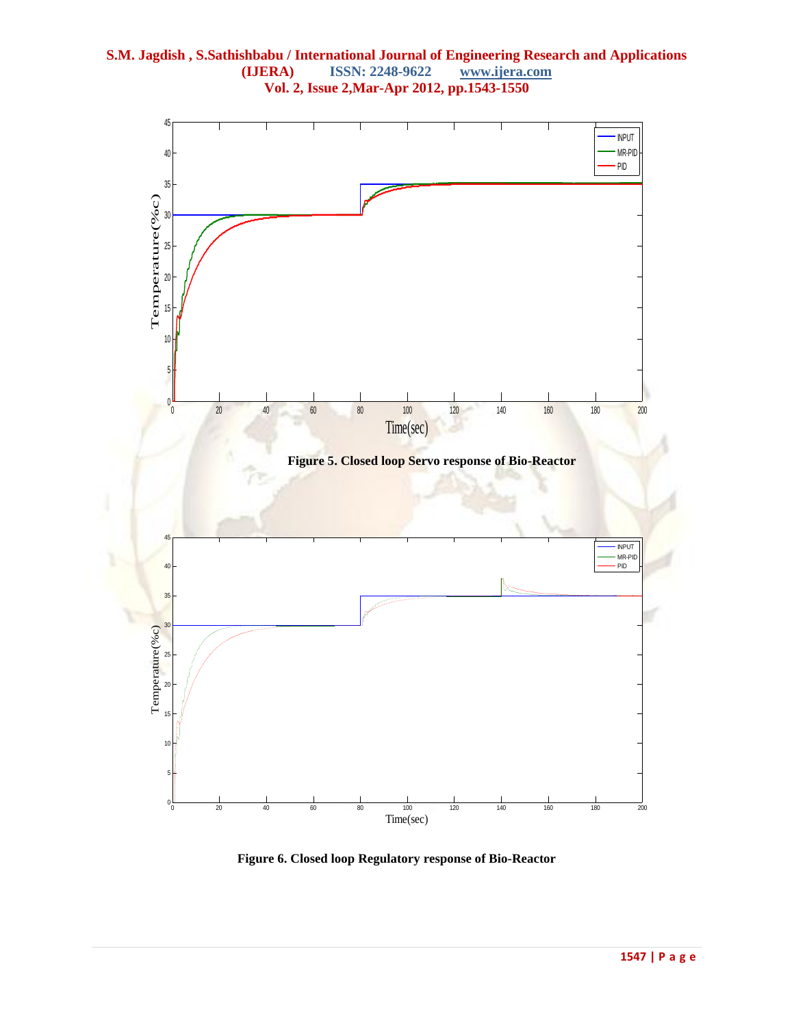Figure 5. Closed loop Servo response of Bio-Reactor

Figure 6. Closed loop Regulatory response of Bio-Reactor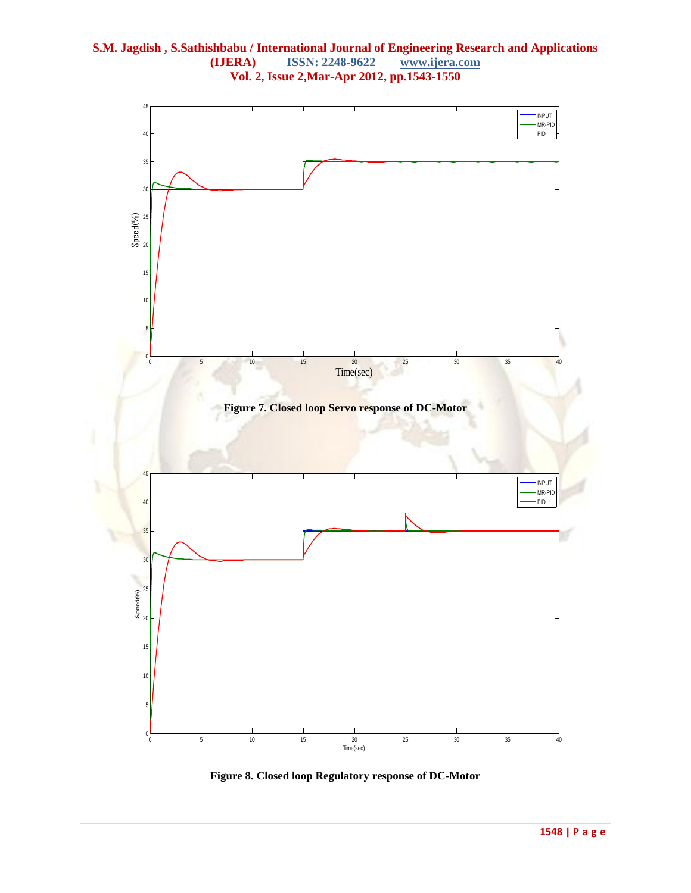Figure 7. Closed loop Servo response of DC-Motor

Figure 8. Closed loop Regulatory response of DC-Motor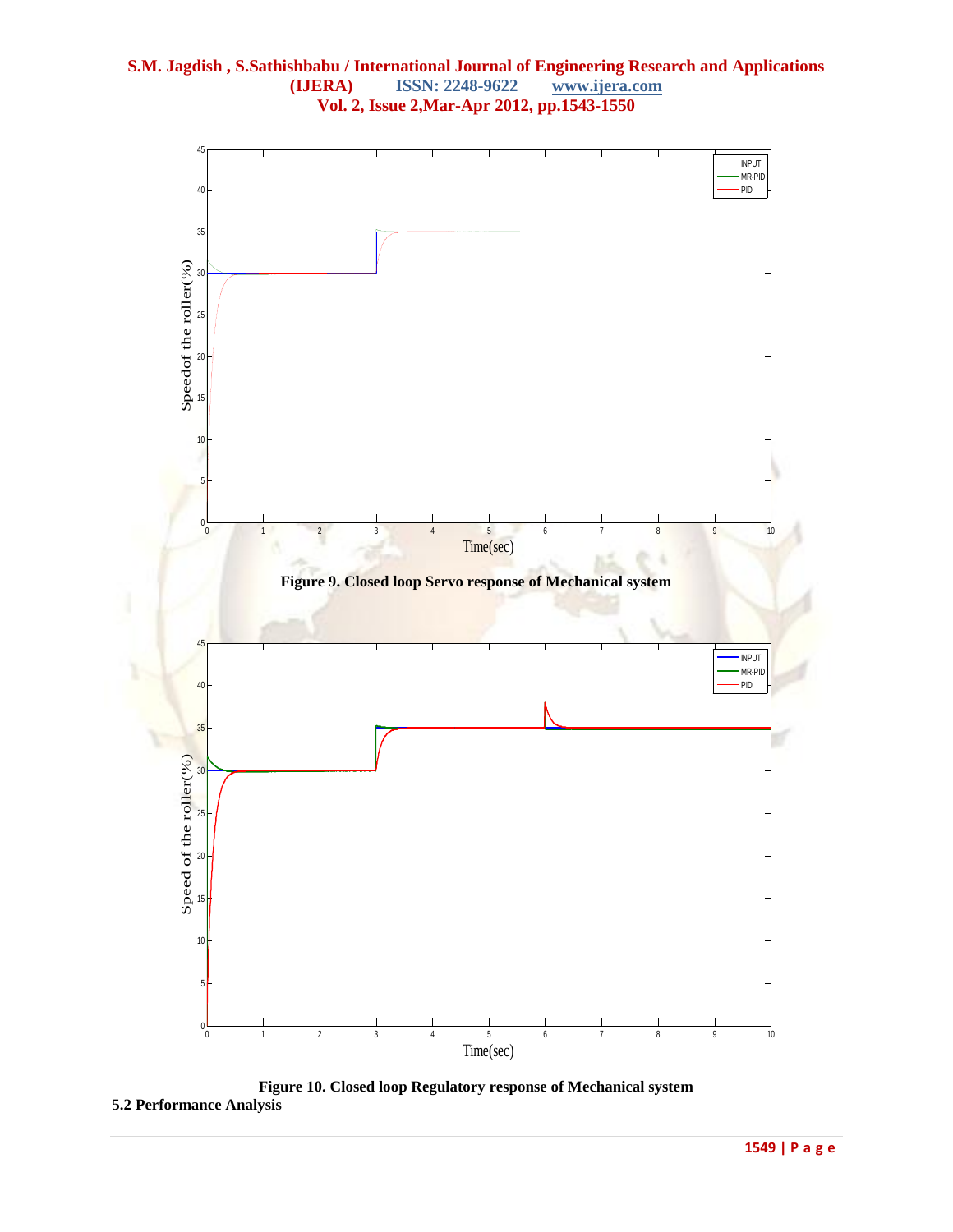Figure 9. Closed loop Servo response of Mechanical system

Figure 10. Closed loop Regulatory response of Mechanical system

**5.2 Performance Analysis**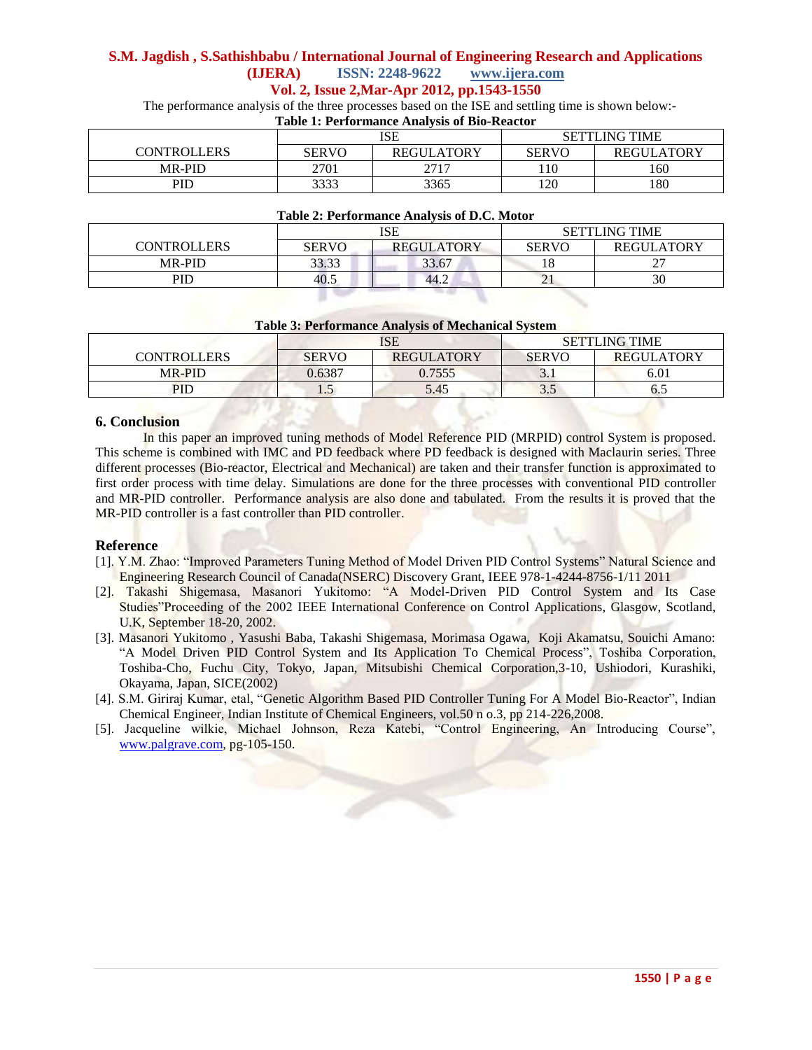The performance analysis of the three processes based on the ISE and settling time is shown below:-

**Table 1: Performance Analysis of Bio-Reactor**

| CONTROLLERS | ISE | | SETTLING TIME | |
|---|---|---|---|---|
| | SERVO | REGULATORY | SERVO | REGULATORY |
| MR-PID | 2701 | 2717 | 110 | 160 |
| PID | 3333 | 3365 | 120 | 180 |

**Table 2: Performance Analysis of D.C. Motor**

| CONTROLLERS | ISE | | SETTLING TIME | |
|---|---|---|---|---|
| | SERVO | REGULATORY | SERVO | REGULATORY |
| MR-PID | 33.33 | 33.67 | 18 | 27 |
| PID | 40.5 | 44.2 | 21 | 30 |

**Table 3: Performance Analysis of Mechanical System**

| CONTROLLERS | ISE | | SETTLING TIME | |
|---|---|---|---|---|
| | SERVO | REGULATORY | SERVO | REGULATORY |
| MR-PID | 0.6387 | 0.7555 | 3.1 | 6.01 |
| PID | 1.5 | 5.45 | 3.5 | 6.5 |

## 6. Conclusion

In this paper an improved tuning methods of Model Reference PID (MRPID) control System is proposed. This scheme is combined with IMC and PD feedback where PD feedback is designed with Maclaurin series. Three different processes (Bio-reactor, Electrical and Mechanical) are taken and their transfer function is approximated to first order process with time delay. Simulations are done for the three processes with conventional PID controller and MR-PID controller. Performance analysis are also done and tabulated. From the results it is proved that the MR-PID controller is a fast controller than PID controller.

## Reference

[1]. Y.M. Zhao: "Improved Parameters Tuning Method of Model Driven PID Control Systems" Natural Science and Engineering Research Council of Canada(NSERC) Discovery Grant, IEEE 978-1-4244-8756-1/11 2011

[2]. Takashi Shigemasa, Masanori Yukitomo: "A Model-Driven PID Control System and Its Case Studies"Proceeding of the 2002 IEEE International Conference on Control Applications, Glasgow, Scotland, U.K, September 18-20, 2002.

[3]. Masanori Yukitomo , Yasushi Baba, Takashi Shigemasa, Morimasa Ogawa, Koji Akamatsu, Souichi Amano: "A Model Driven PID Control System and Its Application To Chemical Process", Toshiba Corporation, Toshiba-Cho, Fuchu City, Tokyo, Japan, Mitsubishi Chemical Corporation,3-10, Ushiodori, Kurashiki, Okayama, Japan, SICE(2002)

[4]. S.M. Giriraj Kumar, etal, "Genetic Algorithm Based PID Controller Tuning For A Model Bio-Reactor", Indian Chemical Engineer, Indian Institute of Chemical Engineers, vol.50 n o.3, pp 214-226,2008.

[5]. Jacqueline wilkie, Michael Johnson, Reza Katebi, "Control Engineering, An Introducing Course", www.palgrave.com, pg-105-150.